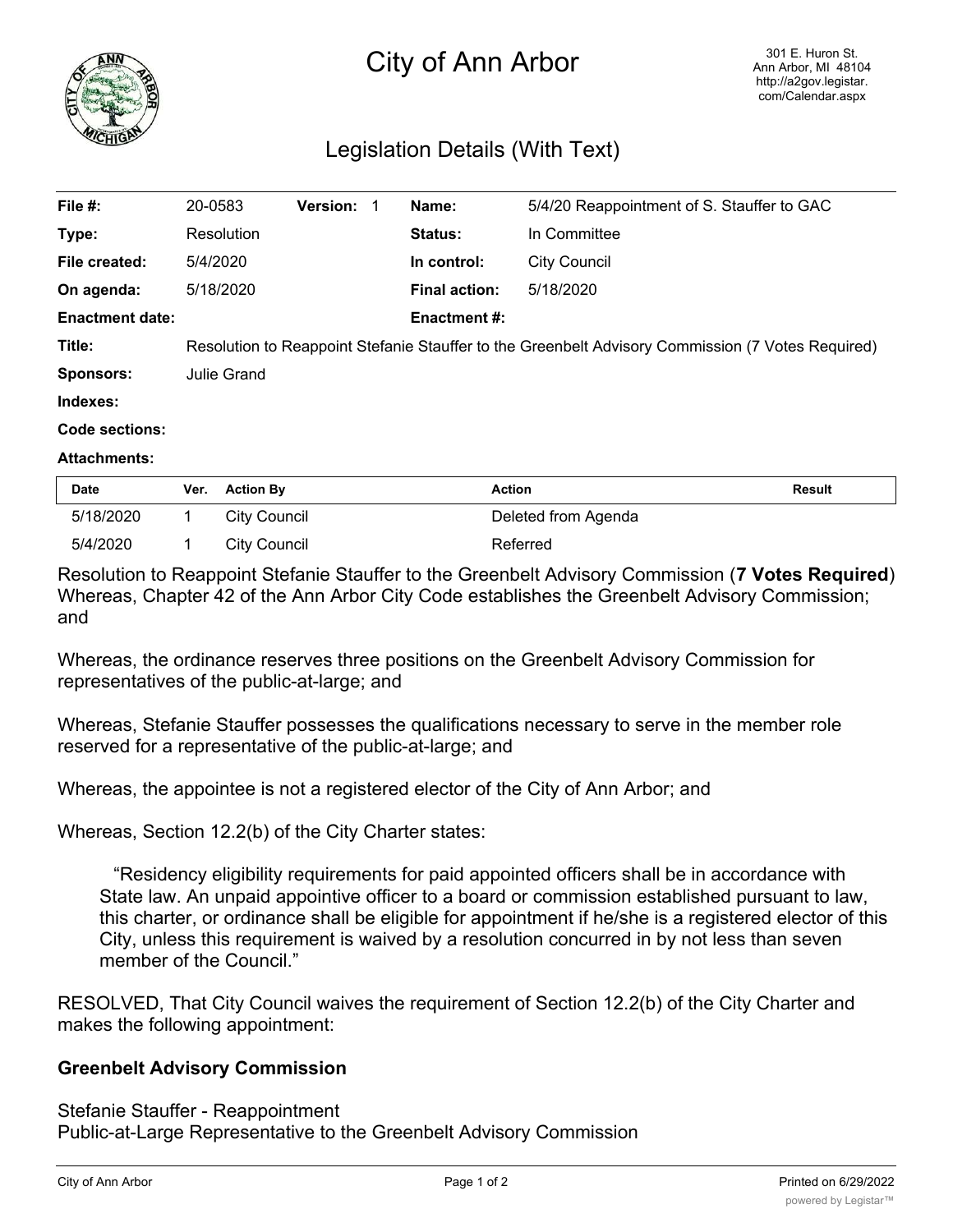# City of Ann Arbor

301 E. Huron St.
Ann Arbor, MI 48104
http://a2gov.legistar.com/Calendar.aspx

## Legislation Details (With Text)

| | | | | | |
|---|---|---|---|---|---|
| **File #:** | 20-0583 | **Version:** 1 | | **Name:** | 5/4/20 Reappointment of S. Stauffer to GAC |
| **Type:** | Resolution | | | **Status:** | In Committee |
| **File created:** | 5/4/2020 | | | **In control:** | City Council |
| **On agenda:** | 5/18/2020 | | | **Final action:** | 5/18/2020 |
| **Enactment date:** | | | | **Enactment #:** | |

**Title:** Resolution to Reappoint Stefanie Stauffer to the Greenbelt Advisory Commission (7 Votes Required)

**Sponsors:** Julie Grand

**Indexes:**

**Code sections:**

**Attachments:**

| Date | Ver. | Action By | Action | Result |
|---|---|---|---|---|
| 5/18/2020 | 1 | City Council | Deleted from Agenda | |
| 5/4/2020 | 1 | City Council | Referred | |

Resolution to Reappoint Stefanie Stauffer to the Greenbelt Advisory Commission (**7 Votes Required**)
Whereas, Chapter 42 of the Ann Arbor City Code establishes the Greenbelt Advisory Commission; and

Whereas, the ordinance reserves three positions on the Greenbelt Advisory Commission for representatives of the public-at-large; and

Whereas, Stefanie Stauffer possesses the qualifications necessary to serve in the member role reserved for a representative of the public-at-large; and

Whereas, the appointee is not a registered elector of the City of Ann Arbor; and

Whereas, Section 12.2(b) of the City Charter states:

> "Residency eligibility requirements for paid appointed officers shall be in accordance with State law. An unpaid appointive officer to a board or commission established pursuant to law, this charter, or ordinance shall be eligible for appointment if he/she is a registered elector of this City, unless this requirement is waived by a resolution concurred in by not less than seven member of the Council."

RESOLVED, That City Council waives the requirement of Section 12.2(b) of the City Charter and makes the following appointment:

**Greenbelt Advisory Commission**

Stefanie Stauffer - Reappointment
Public-at-Large Representative to the Greenbelt Advisory Commission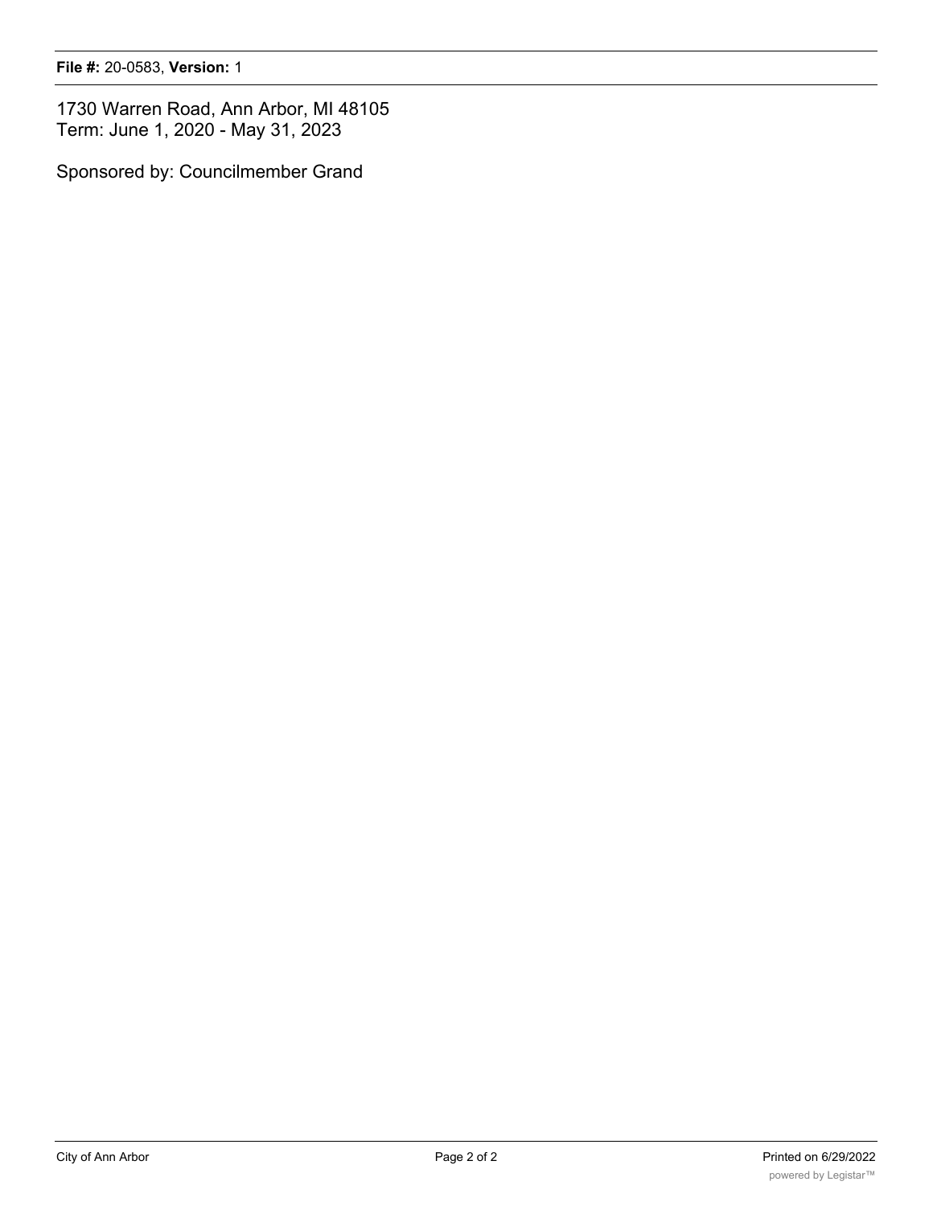1730 Warren Road, Ann Arbor, MI 48105
Term: June 1, 2020 - May 31, 2023

Sponsored by: Councilmember Grand